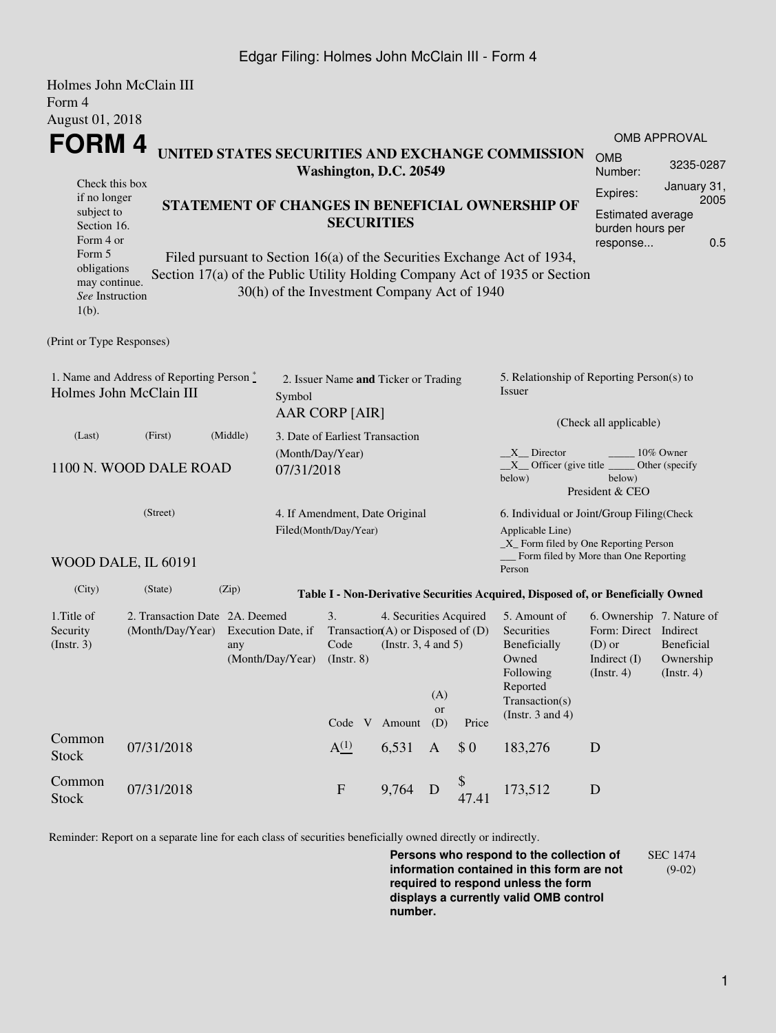Holmes John McClain III
Form 4
August 01, 2018

# FORM 4

**UNITED STATES SECURITIES AND EXCHANGE COMMISSION**
**Washington, D.C. 20549**

Check this box if no longer subject to Section 16. Form 4 or Form 5 obligations may continue. *See* Instruction 1(b).

**STATEMENT OF CHANGES IN BENEFICIAL OWNERSHIP OF SECURITIES**

Filed pursuant to Section 16(a) of the Securities Exchange Act of 1934, Section 17(a) of the Public Utility Holding Company Act of 1935 or Section 30(h) of the Investment Company Act of 1940

| OMB APPROVAL | |
|---|---|
| OMB Number: | 3235-0287 |
| Expires: | January 31, 2005 |
| Estimated average burden hours per response... | 0.5 |

(Print or Type Responses)

1. Name and Address of Reporting Person *
Holmes John McClain III

(Last) (First) (Middle)

1100 N. WOOD DALE ROAD

(Street)

WOOD DALE, IL 60191

(City) (State) (Zip)

2. Issuer Name **and** Ticker or Trading Symbol
AAR CORP [AIR]

3. Date of Earliest Transaction (Month/Day/Year)
07/31/2018

4. If Amendment, Date Original Filed(Month/Day/Year)

5. Relationship of Reporting Person(s) to Issuer

(Check all applicable)

\_\_X\_\_ Director \_\_\_\_\_ 10% Owner
\_\_X\_\_ Officer (give title below) \_\_\_\_\_ Other (specify below)
President & CEO

6. Individual or Joint/Group Filing(Check Applicable Line)
\_X\_ Form filed by One Reporting Person
\_\_\_ Form filed by More than One Reporting Person

**Table I - Non-Derivative Securities Acquired, Disposed of, or Beneficially Owned**

| 1.Title of Security (Instr. 3) | 2. Transaction Date (Month/Day/Year) | 2A. Deemed Execution Date, if any (Month/Day/Year) | 3. Transaction Code (Instr. 8) | | 4. Securities Acquired (A) or Disposed of (D) (Instr. 3, 4 and 5) | | | 5. Amount of Securities Beneficially Owned Following Reported Transaction(s) (Instr. 3 and 4) | 6. Ownership Form: Direct (D) or Indirect (I) (Instr. 4) | 7. Nature of Indirect Beneficial Ownership (Instr. 4) |
|---|---|---|---|---|---|---|---|---|---|---|
| | | | Code | V | Amount | (A) or (D) | Price | | | |
| Common Stock | 07/31/2018 | | A[(1)] | | 6,531 | A | $ 0 | 183,276 | D | |
| Common Stock | 07/31/2018 | | F | | 9,764 | D | $ 47.41 | 173,512 | D | |

Reminder: Report on a separate line for each class of securities beneficially owned directly or indirectly.

**Persons who respond to the collection of information contained in this form are not required to respond unless the form displays a currently valid OMB control number.**

SEC 1474 (9-02)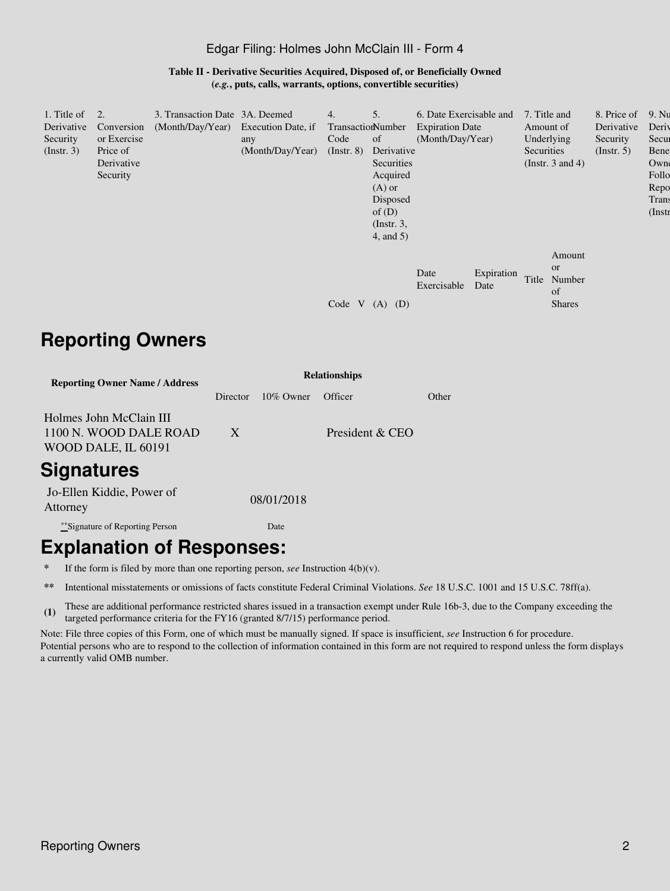Edgar Filing: Holmes John McClain III - Form 4

**Table II - Derivative Securities Acquired, Disposed of, or Beneficially Owned**
**(*e.g.*, puts, calls, warrants, options, convertible securities)**

| 1. Title of Derivative Security (Instr. 3) | 2. Conversion or Exercise Price of Derivative Security | 3. Transaction Date (Month/Day/Year) | 3A. Deemed Execution Date, if any (Month/Day/Year) | 4. Transaction Code (Instr. 8) | | 5. Number of Derivative Securities Acquired (A) or Disposed of (D) (Instr. 3, 4, and 5) | | 6. Date Exercisable and Expiration Date (Month/Day/Year) | | 7. Title and Amount of Underlying Securities (Instr. 3 and 4) | | 8. Price of Derivative Security (Instr. 5) | 9. Nu Deriv Secur Bene Owne Follo Repo Trans (Instr |
|---|---|---|---|---|---|---|---|---|---|---|---|---|---|
| | | | | Code | V | (A) | (D) | Date Exercisable | Expiration Date | Title | Amount or Number of Shares | | |

# Reporting Owners

| Reporting Owner Name / Address | Relationships | | | |
|---|---|---|---|---|
| | Director | 10% Owner | Officer | Other |
| Holmes John McClain III<br>1100 N. WOOD DALE ROAD<br>WOOD DALE, IL 60191 | X | | President & CEO | |

# Signatures

| | |
|---|---|
| Jo-Ellen Kiddie, Power of Attorney | 08/01/2018 |
| **Signature of Reporting Person | Date |

# Explanation of Responses:

- \* If the form is filed by more than one reporting person, *see* Instruction 4(b)(v).
- \*\* Intentional misstatements or omissions of facts constitute Federal Criminal Violations. *See* 18 U.S.C. 1001 and 15 U.S.C. 78ff(a).
- **(1)** These are additional performance restricted shares issued in a transaction exempt under Rule 16b-3, due to the Company exceeding the targeted performance criteria for the FY16 (granted 8/7/15) performance period.

Note: File three copies of this Form, one of which must be manually signed. If space is insufficient, *see* Instruction 6 for procedure.
Potential persons who are to respond to the collection of information contained in this form are not required to respond unless the form displays a currently valid OMB number.